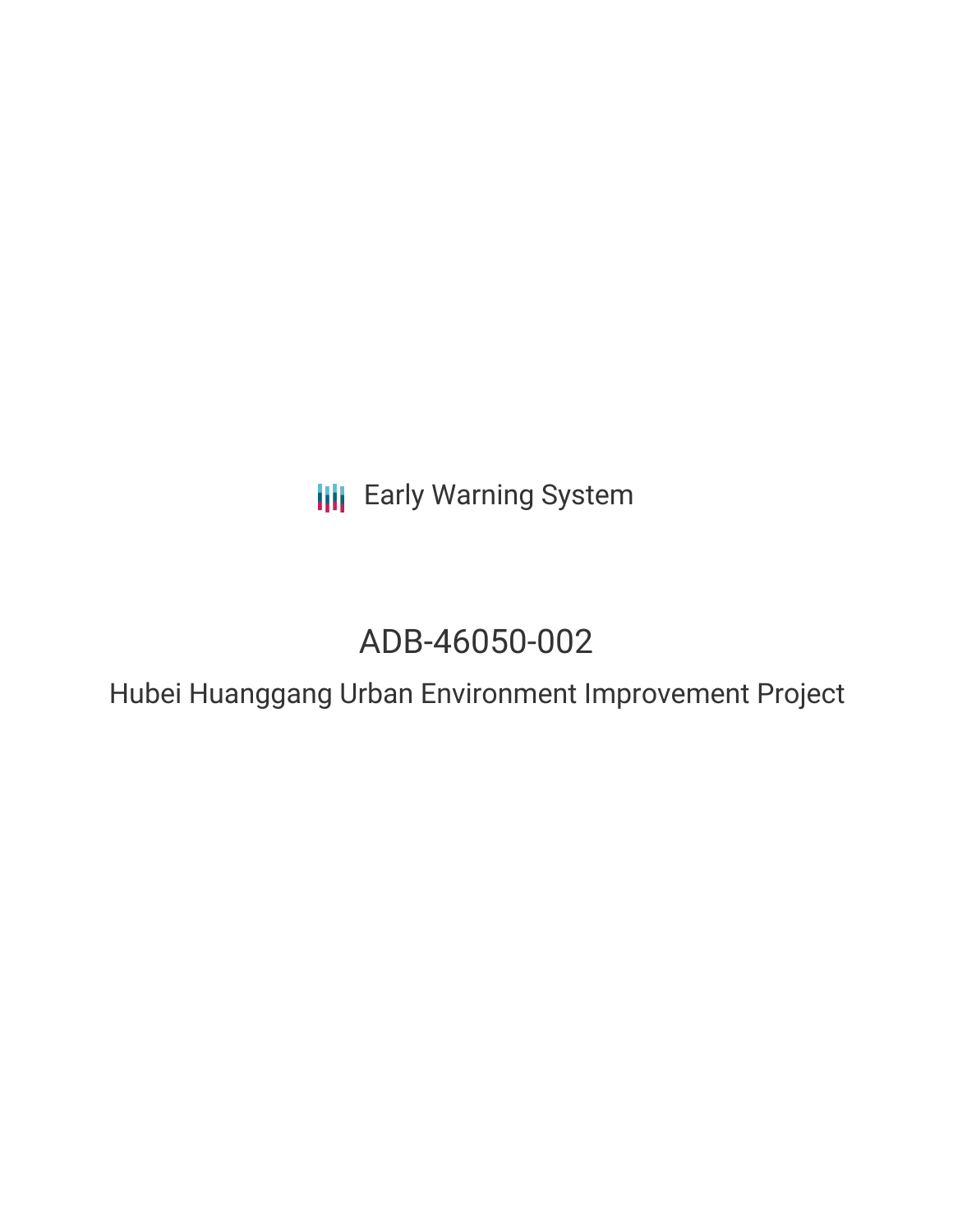Early Warning System

# ADB-46050-002

## Hubei Huanggang Urban Environment Improvement Project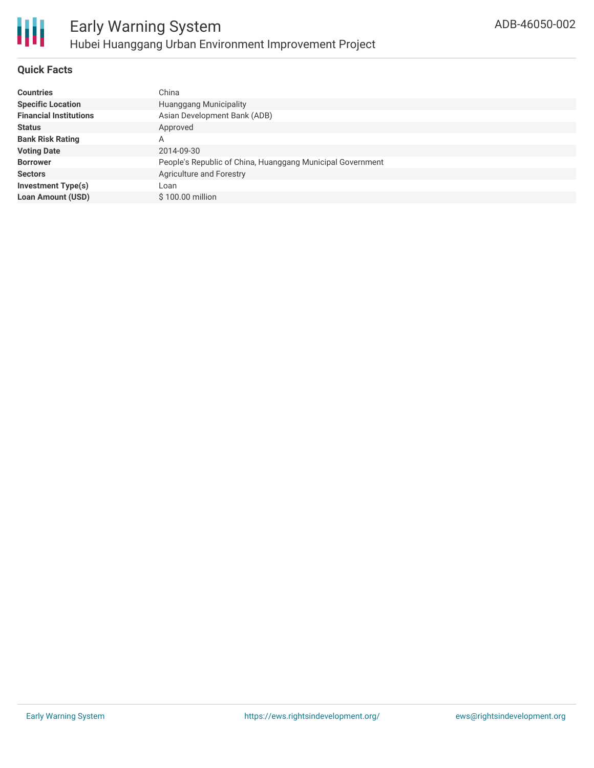# Early Warning System

## Hubei Huanggang Urban Environment Improvement Project

ADB-46050-002

### Quick Facts

| | |
|---|---|
| **Countries** | China |
| **Specific Location** | Huanggang Municipality |
| **Financial Institutions** | Asian Development Bank (ADB) |
| **Status** | Approved |
| **Bank Risk Rating** | A |
| **Voting Date** | 2014-09-30 |
| **Borrower** | People's Republic of China, Huanggang Municipal Government |
| **Sectors** | Agriculture and Forestry |
| **Investment Type(s)** | Loan |
| **Loan Amount (USD)** | $ 100.00 million |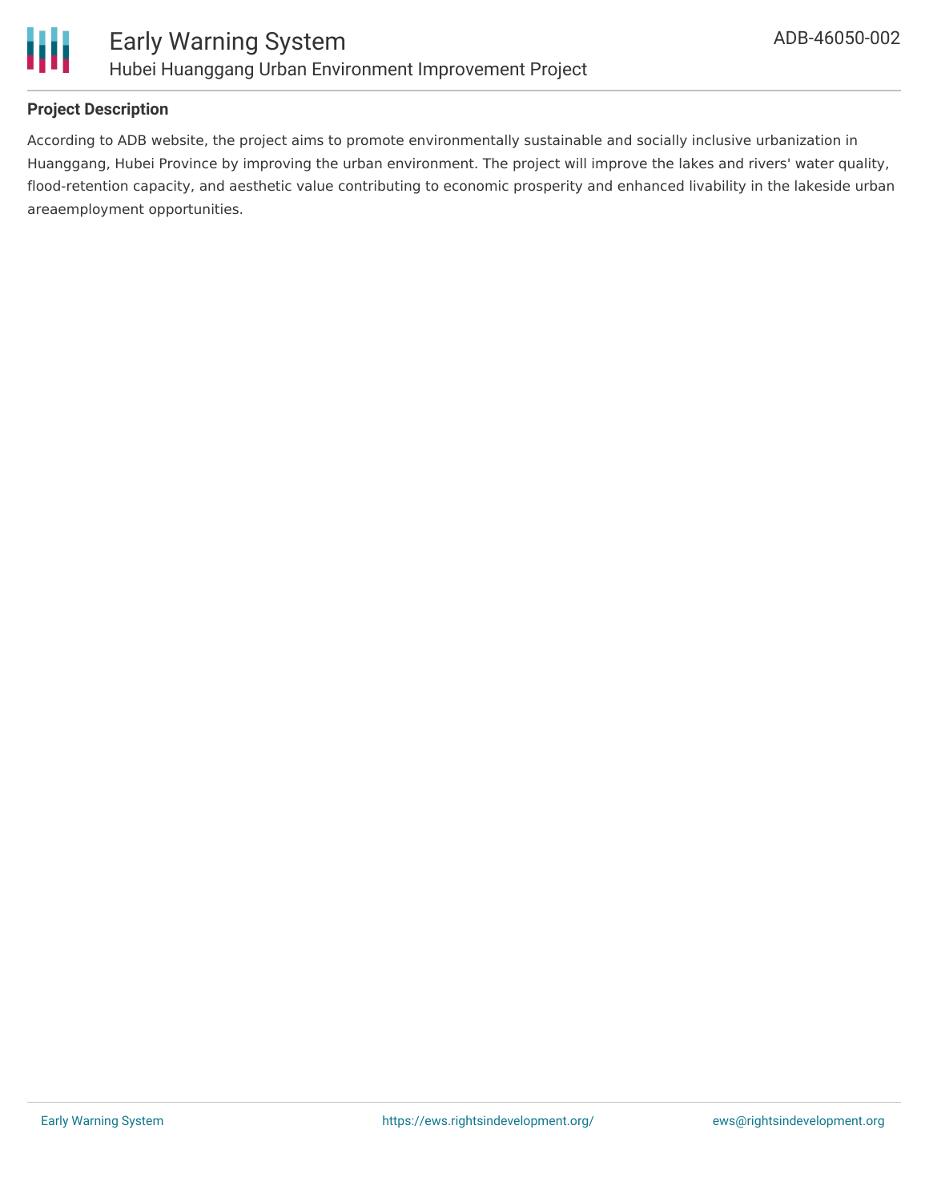## Project Description

According to ADB website, the project aims to promote environmentally sustainable and socially inclusive urbanization in Huanggang, Hubei Province by improving the urban environment. The project will improve the lakes and rivers' water quality, flood-retention capacity, and aesthetic value contributing to economic prosperity and enhanced livability in the lakeside urban areaemployment opportunities.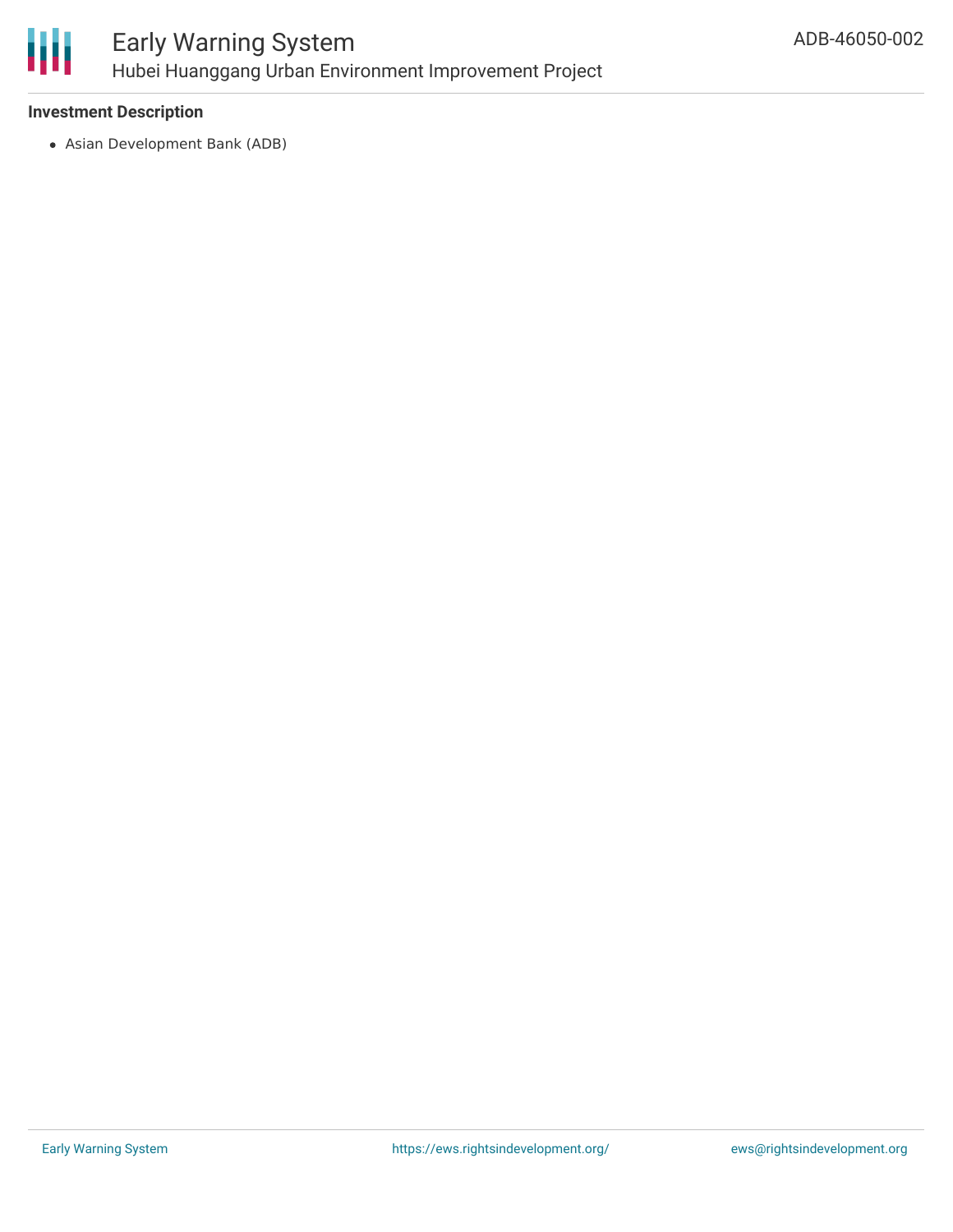### Investment Description

- Asian Development Bank (ADB)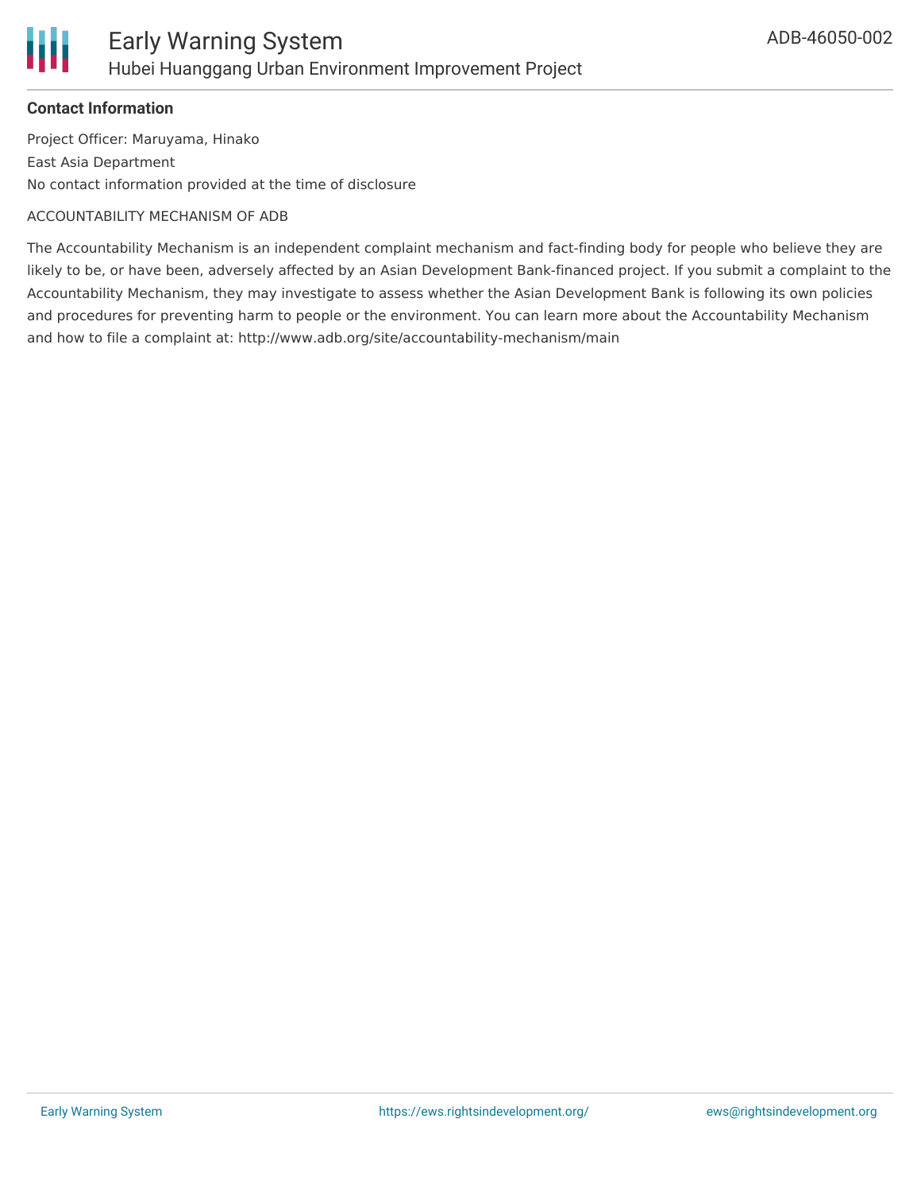**Contact Information**

Project Officer: Maruyama, Hinako

East Asia Department

No contact information provided at the time of disclosure

ACCOUNTABILITY MECHANISM OF ADB

The Accountability Mechanism is an independent complaint mechanism and fact-finding body for people who believe they are likely to be, or have been, adversely affected by an Asian Development Bank-financed project. If you submit a complaint to the Accountability Mechanism, they may investigate to assess whether the Asian Development Bank is following its own policies and procedures for preventing harm to people or the environment. You can learn more about the Accountability Mechanism and how to file a complaint at: http://www.adb.org/site/accountability-mechanism/main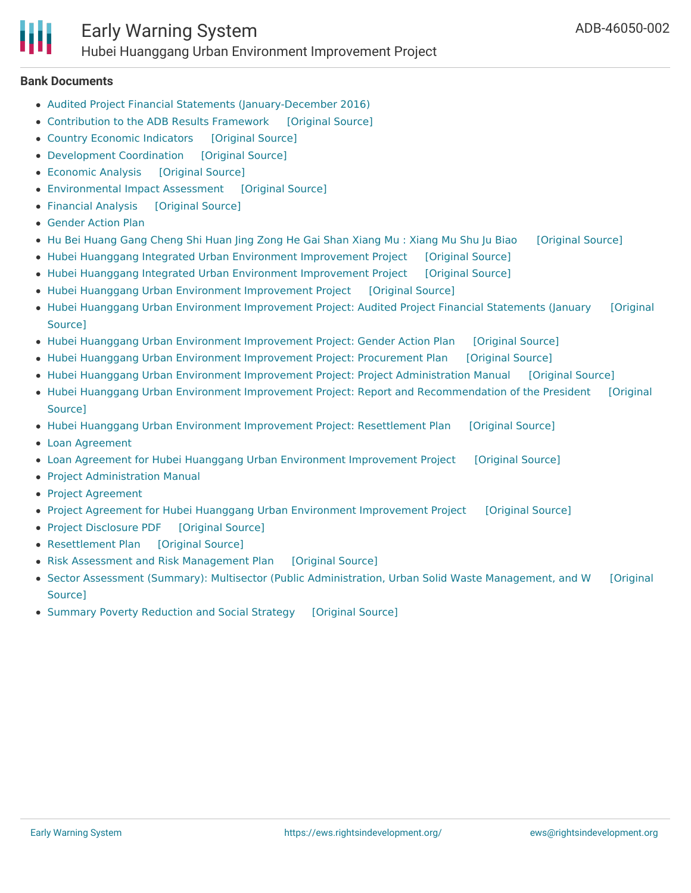**Bank Documents**

- Audited Project Financial Statements (January-December 2016)
- Contribution to the ADB Results Framework [Original Source]
- Country Economic Indicators [Original Source]
- Development Coordination [Original Source]
- Economic Analysis [Original Source]
- Environmental Impact Assessment [Original Source]
- Financial Analysis [Original Source]
- Gender Action Plan
- Hu Bei Huang Gang Cheng Shi Huan Jing Zong He Gai Shan Xiang Mu : Xiang Mu Shu Ju Biao [Original Source]
- Hubei Huanggang Integrated Urban Environment Improvement Project [Original Source]
- Hubei Huanggang Integrated Urban Environment Improvement Project [Original Source]
- Hubei Huanggang Urban Environment Improvement Project [Original Source]
- Hubei Huanggang Urban Environment Improvement Project: Audited Project Financial Statements (January [Original Source]
- Hubei Huanggang Urban Environment Improvement Project: Gender Action Plan [Original Source]
- Hubei Huanggang Urban Environment Improvement Project: Procurement Plan [Original Source]
- Hubei Huanggang Urban Environment Improvement Project: Project Administration Manual [Original Source]
- Hubei Huanggang Urban Environment Improvement Project: Report and Recommendation of the President [Original Source]
- Hubei Huanggang Urban Environment Improvement Project: Resettlement Plan [Original Source]
- Loan Agreement
- Loan Agreement for Hubei Huanggang Urban Environment Improvement Project [Original Source]
- Project Administration Manual
- Project Agreement
- Project Agreement for Hubei Huanggang Urban Environment Improvement Project [Original Source]
- Project Disclosure PDF [Original Source]
- Resettlement Plan [Original Source]
- Risk Assessment and Risk Management Plan [Original Source]
- Sector Assessment (Summary): Multisector (Public Administration, Urban Solid Waste Management, and W [Original Source]
- Summary Poverty Reduction and Social Strategy [Original Source]